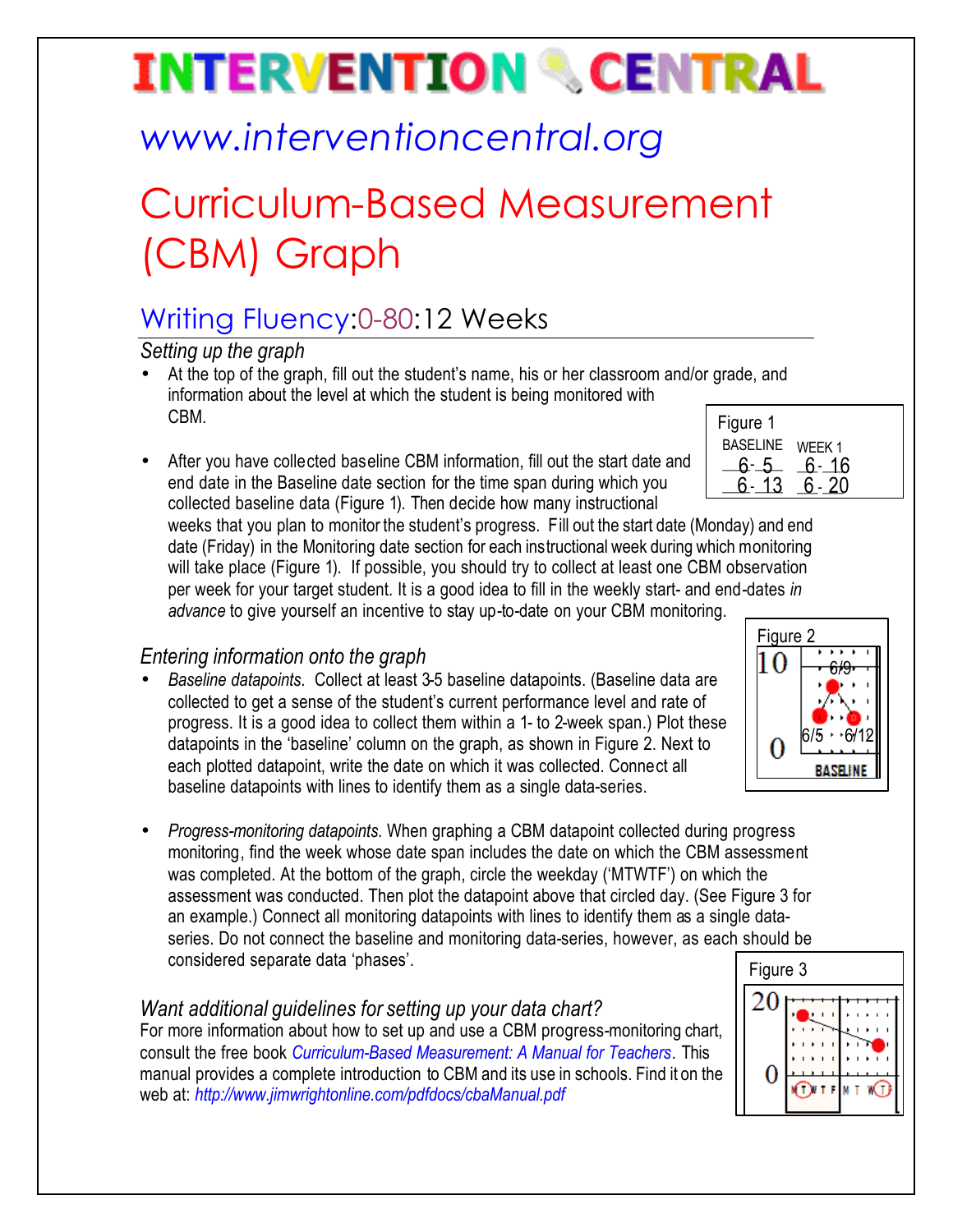# INTERVENTION CENTRAL

## www.interventioncentral.org

# Curriculum-Based Measurement (CBM) Graph

## Writing Fluency:0-80:12 Weeks

### *Setting up the graph*

- At the top of the graph, fill out the student's name, his or her classroom and/or grade, and information about the level at which the student is being monitored with CBM.

- After you have collected baseline CBM information, fill out the start date and end date in the Baseline date section for the time span during which you collected baseline data (Figure 1). Then decide how many instructional weeks that you plan to monitor the student's progress. Fill out the start date (Monday) and end date (Friday) in the Monitoring date section for each instructional week during which monitoring will take place (Figure 1). If possible, you should try to collect at least one CBM observation per week for your target student. It is a good idea to fill in the weekly start- and end-dates *in advance* to give yourself an incentive to stay up-to-date on your CBM monitoring.

Figure 1

| BASELINE | WEEK 1 |
|---|---|
| 6-5 | 6-16 |
| 6-13 | 6-20 |

### *Entering information onto the graph*

- *Baseline datapoints.* Collect at least 3-5 baseline datapoints. (Baseline data are collected to get a sense of the student's current performance level and rate of progress. It is a good idea to collect them within a 1- to 2-week span.) Plot these datapoints in the 'baseline' column on the graph, as shown in Figure 2. Next to each plotted datapoint, write the date on which it was collected. Connect all baseline datapoints with lines to identify them as a single data-series.

Figure 2

- *Progress-monitoring datapoints.* When graphing a CBM datapoint collected during progress monitoring, find the week whose date span includes the date on which the CBM assessment was completed. At the bottom of the graph, circle the weekday ('MTWTF') on which the assessment was conducted. Then plot the datapoint above that circled day. (See Figure 3 for an example.) Connect all monitoring datapoints with lines to identify them as a single data-series. Do not connect the baseline and monitoring data-series, however, as each should be considered separate data 'phases'.

Figure 3

### *Want additional guidelines for setting up your data chart?*

For more information about how to set up and use a CBM progress-monitoring chart, consult the free book *Curriculum-Based Measurement: A Manual for Teachers*. This manual provides a complete introduction to CBM and its use in schools. Find it on the web at: *http://www.jimwrightonline.com/pdfdocs/cbaManual.pdf*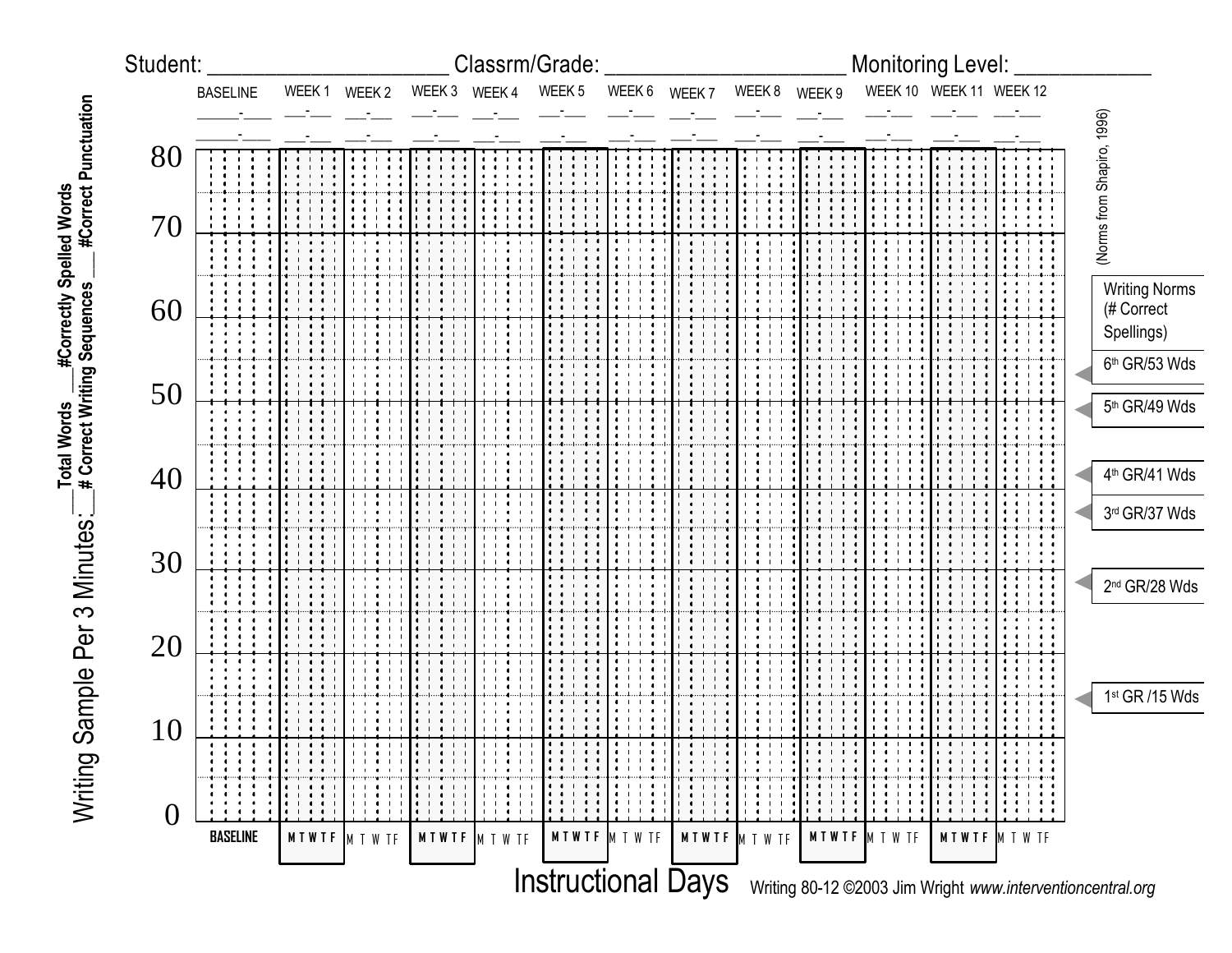Student: ______________________ Classrm/Grade: ______________________ Monitoring Level: ____________

BASELINE WEEK 1 WEEK 2 WEEK 3 WEEK 4 WEEK 5 WEEK 6 WEEK 7 WEEK 8 WEEK 9 WEEK 10 WEEK 11 WEEK 12

Writing Sample Per 3 Minutes: ___Total Words ___#Correctly Spelled Words ___# Correct Writing Sequences ___#Correct Punctuation

80

70

60

50

40

30

20

10

0

BASELINE M T W T F M T W T F M T W T F M T W T F M T W T F M T W T F M T W T F M T W T F M T W T F M T W T F M T W T F M T W T F M T W T F

Instructional Days

(Norms from Shapiro, 1996)

Writing Norms (# Correct Spellings)

6th GR/53 Wds

5th GR/49 Wds

4th GR/41 Wds

3rd GR/37 Wds

2nd GR/28 Wds

1st GR /15 Wds

Writing 80-12 ©2003 Jim Wright *www.interventioncentral.org*